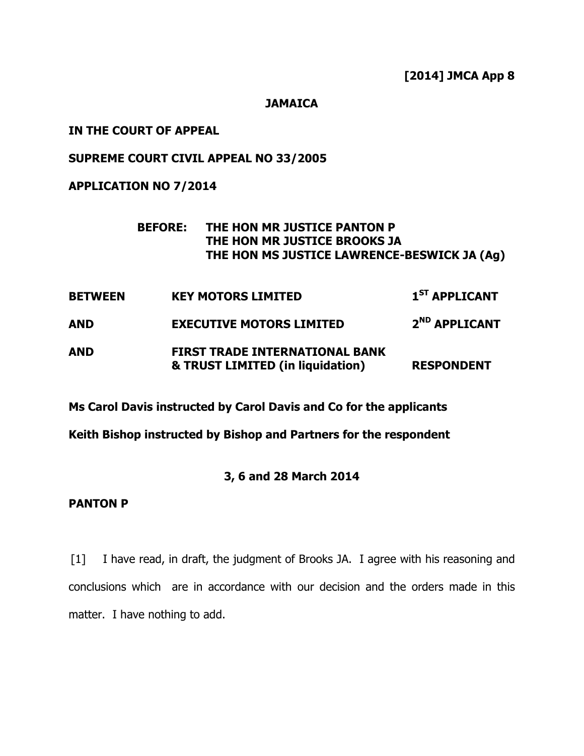**[2014] JMCA App 8**

**JAMAICA**

**IN THE COURT OF APPEAL**

**SUPREME COURT CIVIL APPEAL NO 33/2005**

**APPLICATION NO 7/2014**

**BEFORE: THE HON MR JUSTICE PANTON P**
**THE HON MR JUSTICE BROOKS JA**
**THE HON MS JUSTICE LAWRENCE-BESWICK JA (Ag)**

| | | |
|---|---|---|
| **BETWEEN** | **KEY MOTORS LIMITED** | **1ST APPLICANT** |
| **AND** | **EXECUTIVE MOTORS LIMITED** | **2ND APPLICANT** |
| **AND** | **FIRST TRADE INTERNATIONAL BANK & TRUST LIMITED (in liquidation)** | **RESPONDENT** |

**Ms Carol Davis instructed by Carol Davis and Co for the applicants**

**Keith Bishop instructed by Bishop and Partners for the respondent**

**3, 6 and 28 March 2014**

**PANTON P**

[1] I have read, in draft, the judgment of Brooks JA. I agree with his reasoning and conclusions which are in accordance with our decision and the orders made in this matter. I have nothing to add.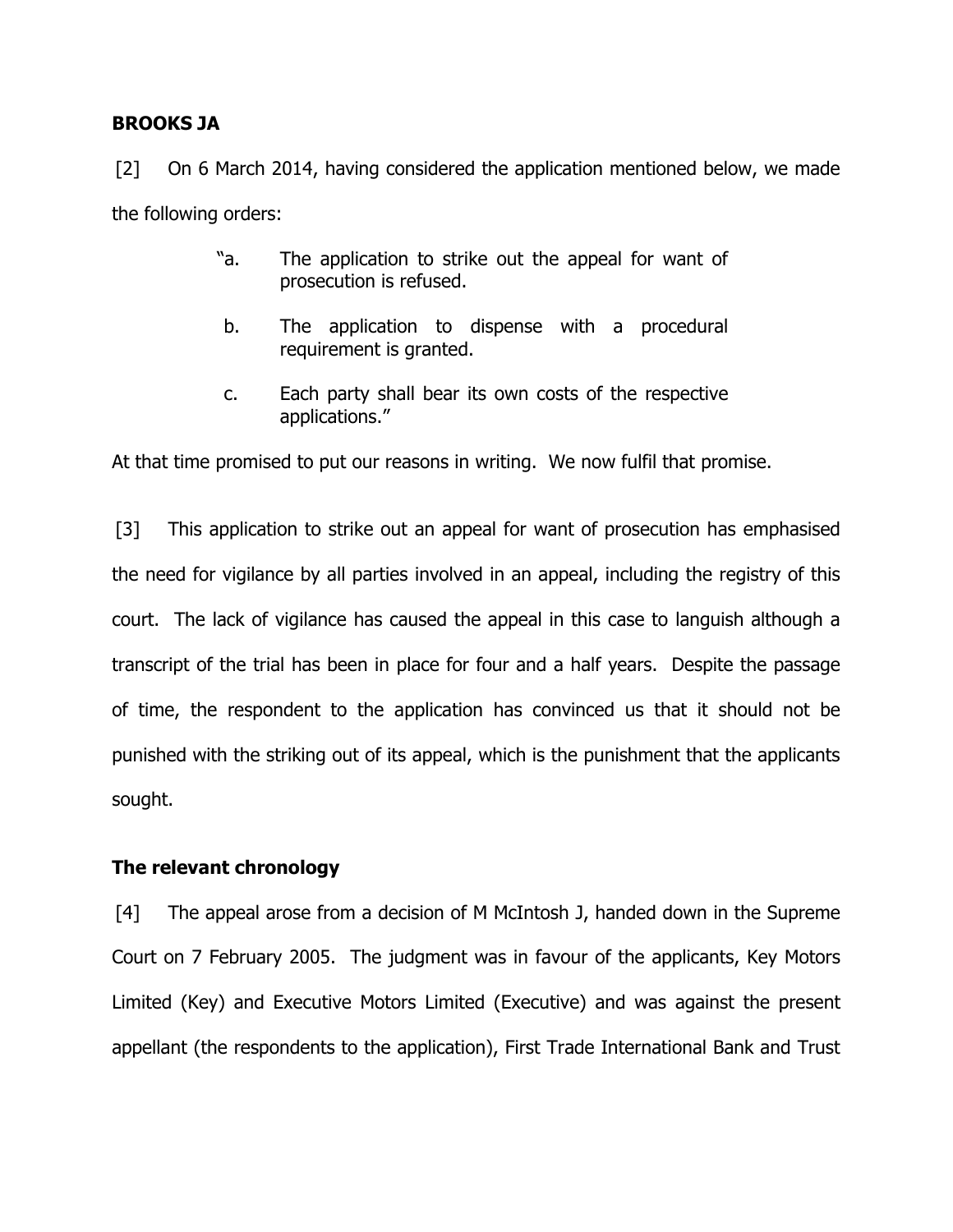**BROOKS JA**

[2] On 6 March 2014, having considered the application mentioned below, we made the following orders:

> "a. The application to strike out the appeal for want of prosecution is refused.
>
> b. The application to dispense with a procedural requirement is granted.
>
> c. Each party shall bear its own costs of the respective applications."

At that time promised to put our reasons in writing. We now fulfil that promise.

[3] This application to strike out an appeal for want of prosecution has emphasised the need for vigilance by all parties involved in an appeal, including the registry of this court. The lack of vigilance has caused the appeal in this case to languish although a transcript of the trial has been in place for four and a half years. Despite the passage of time, the respondent to the application has convinced us that it should not be punished with the striking out of its appeal, which is the punishment that the applicants sought.

**The relevant chronology**

[4] The appeal arose from a decision of M McIntosh J, handed down in the Supreme Court on 7 February 2005. The judgment was in favour of the applicants, Key Motors Limited (Key) and Executive Motors Limited (Executive) and was against the present appellant (the respondents to the application), First Trade International Bank and Trust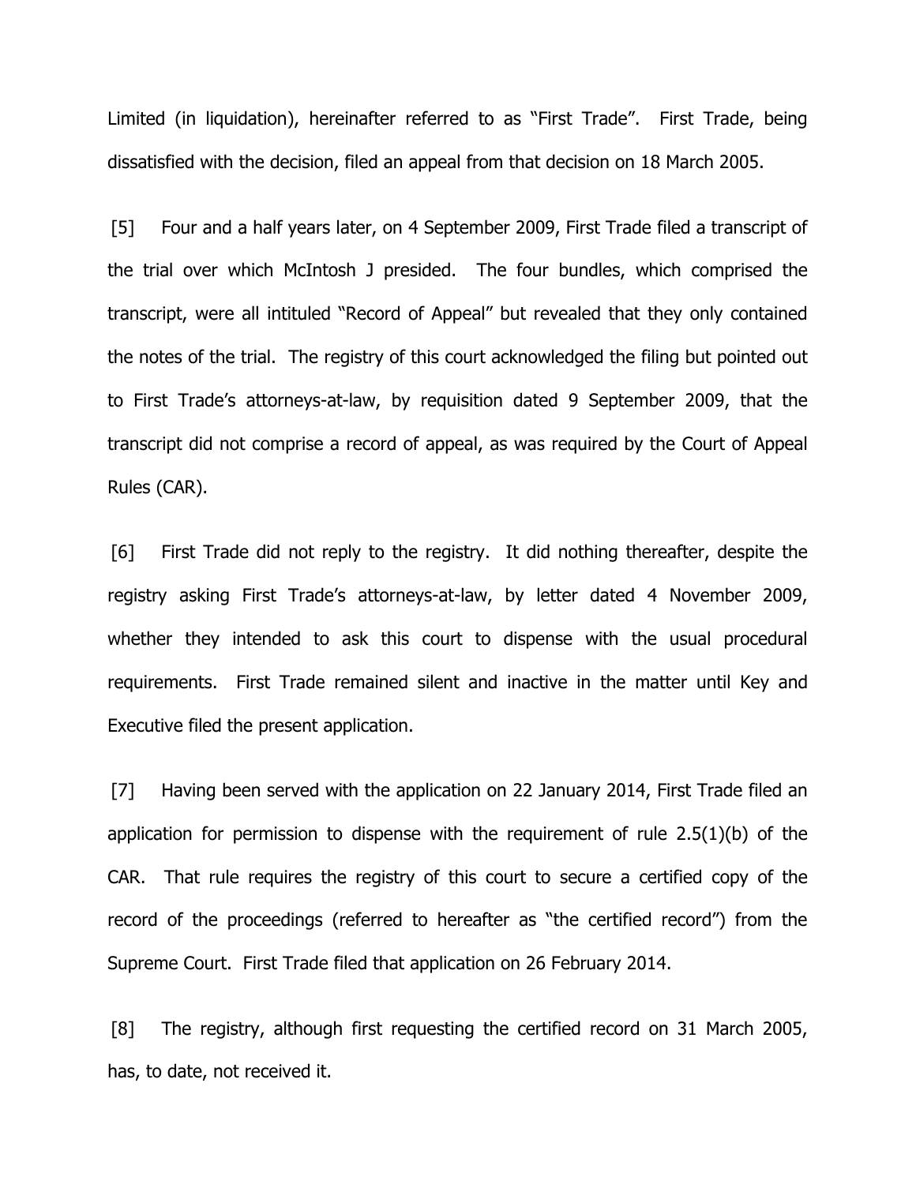Limited (in liquidation), hereinafter referred to as "First Trade". First Trade, being dissatisfied with the decision, filed an appeal from that decision on 18 March 2005.

[5] Four and a half years later, on 4 September 2009, First Trade filed a transcript of the trial over which McIntosh J presided. The four bundles, which comprised the transcript, were all intituled "Record of Appeal" but revealed that they only contained the notes of the trial. The registry of this court acknowledged the filing but pointed out to First Trade's attorneys-at-law, by requisition dated 9 September 2009, that the transcript did not comprise a record of appeal, as was required by the Court of Appeal Rules (CAR).

[6] First Trade did not reply to the registry. It did nothing thereafter, despite the registry asking First Trade's attorneys-at-law, by letter dated 4 November 2009, whether they intended to ask this court to dispense with the usual procedural requirements. First Trade remained silent and inactive in the matter until Key and Executive filed the present application.

[7] Having been served with the application on 22 January 2014, First Trade filed an application for permission to dispense with the requirement of rule 2.5(1)(b) of the CAR. That rule requires the registry of this court to secure a certified copy of the record of the proceedings (referred to hereafter as "the certified record") from the Supreme Court. First Trade filed that application on 26 February 2014.

[8] The registry, although first requesting the certified record on 31 March 2005, has, to date, not received it.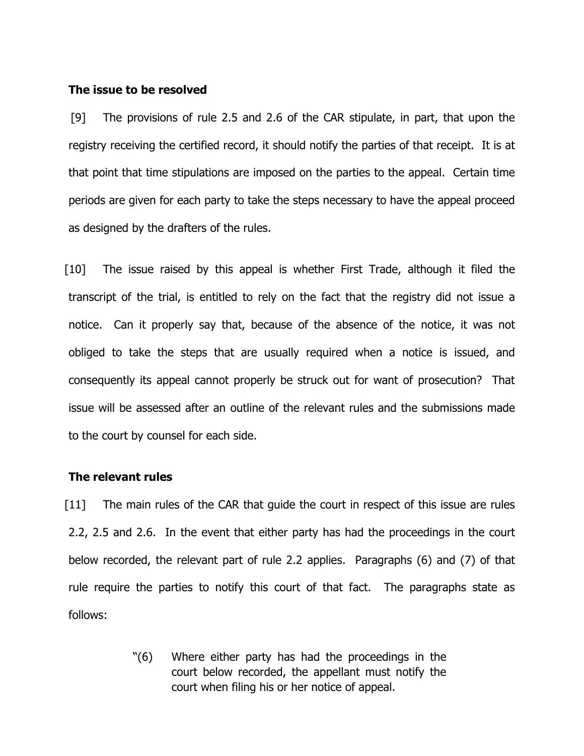**The issue to be resolved**

[9] The provisions of rule 2.5 and 2.6 of the CAR stipulate, in part, that upon the registry receiving the certified record, it should notify the parties of that receipt. It is at that point that time stipulations are imposed on the parties to the appeal. Certain time periods are given for each party to take the steps necessary to have the appeal proceed as designed by the drafters of the rules.

[10] The issue raised by this appeal is whether First Trade, although it filed the transcript of the trial, is entitled to rely on the fact that the registry did not issue a notice. Can it properly say that, because of the absence of the notice, it was not obliged to take the steps that are usually required when a notice is issued, and consequently its appeal cannot properly be struck out for want of prosecution? That issue will be assessed after an outline of the relevant rules and the submissions made to the court by counsel for each side.

**The relevant rules**

[11] The main rules of the CAR that guide the court in respect of this issue are rules 2.2, 2.5 and 2.6. In the event that either party has had the proceedings in the court below recorded, the relevant part of rule 2.2 applies. Paragraphs (6) and (7) of that rule require the parties to notify this court of that fact. The paragraphs state as follows:

> "(6) Where either party has had the proceedings in the court below recorded, the appellant must notify the court when filing his or her notice of appeal.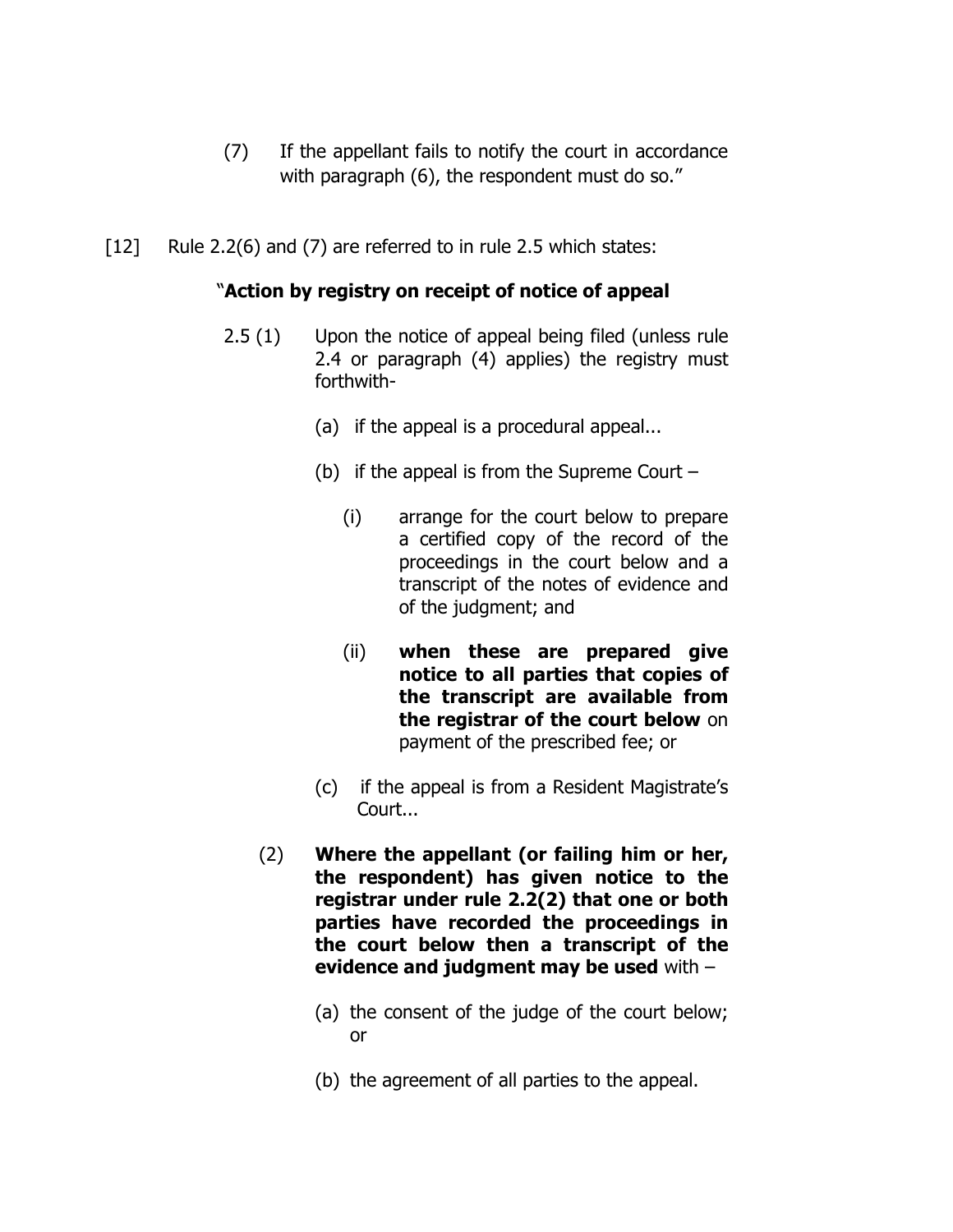(7) If the appellant fails to notify the court in accordance with paragraph (6), the respondent must do so."

[12] Rule 2.2(6) and (7) are referred to in rule 2.5 which states:

"**Action by registry on receipt of notice of appeal**

2.5 (1) Upon the notice of appeal being filed (unless rule 2.4 or paragraph (4) applies) the registry must forthwith-

(a) if the appeal is a procedural appeal...

(b) if the appeal is from the Supreme Court –

(i) arrange for the court below to prepare a certified copy of the record of the proceedings in the court below and a transcript of the notes of evidence and of the judgment; and

(ii) **when these are prepared give notice to all parties that copies of the transcript are available from the registrar of the court below** on payment of the prescribed fee; or

(c) if the appeal is from a Resident Magistrate's Court...

(2) **Where the appellant (or failing him or her, the respondent) has given notice to the registrar under rule 2.2(2) that one or both parties have recorded the proceedings in the court below then a transcript of the evidence and judgment may be used** with –

(a) the consent of the judge of the court below; or

(b) the agreement of all parties to the appeal.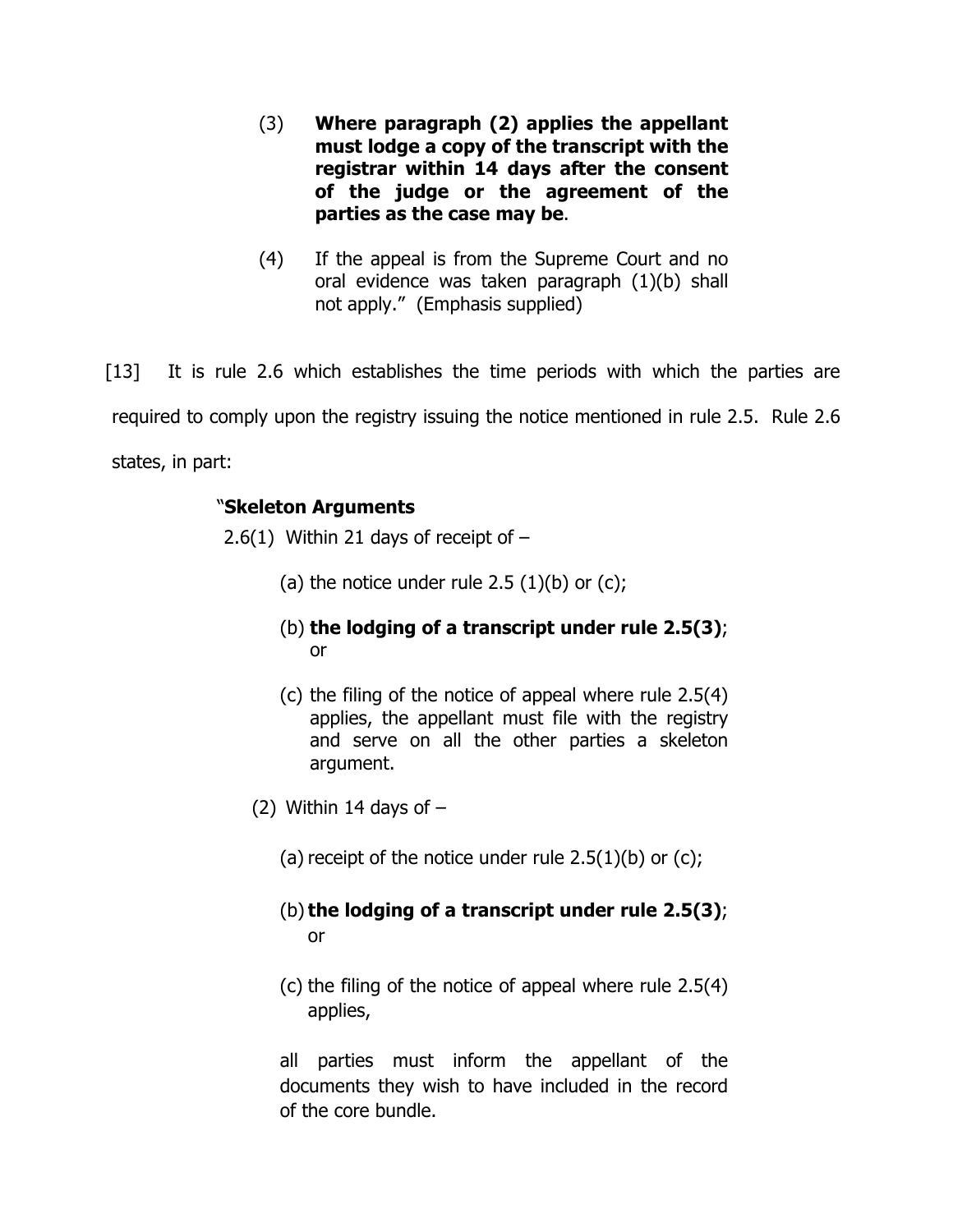> (3) **Where paragraph (2) applies the appellant must lodge a copy of the transcript with the registrar within 14 days after the consent of the judge or the agreement of the parties as the case may be**.
>
> (4) If the appeal is from the Supreme Court and no oral evidence was taken paragraph (1)(b) shall not apply." (Emphasis supplied)

[13] It is rule 2.6 which establishes the time periods with which the parties are required to comply upon the registry issuing the notice mentioned in rule 2.5. Rule 2.6 states, in part:

> "**Skeleton Arguments**
>
> 2.6(1) Within 21 days of receipt of –
>
> (a) the notice under rule 2.5 (1)(b) or (c);
>
> (b) **the lodging of a transcript under rule 2.5(3)**; or
>
> (c) the filing of the notice of appeal where rule 2.5(4) applies, the appellant must file with the registry and serve on all the other parties a skeleton argument.
>
> (2) Within 14 days of –
>
> (a) receipt of the notice under rule 2.5(1)(b) or (c);
>
> (b) **the lodging of a transcript under rule 2.5(3)**; or
>
> (c) the filing of the notice of appeal where rule 2.5(4) applies,
>
> all parties must inform the appellant of the documents they wish to have included in the record of the core bundle.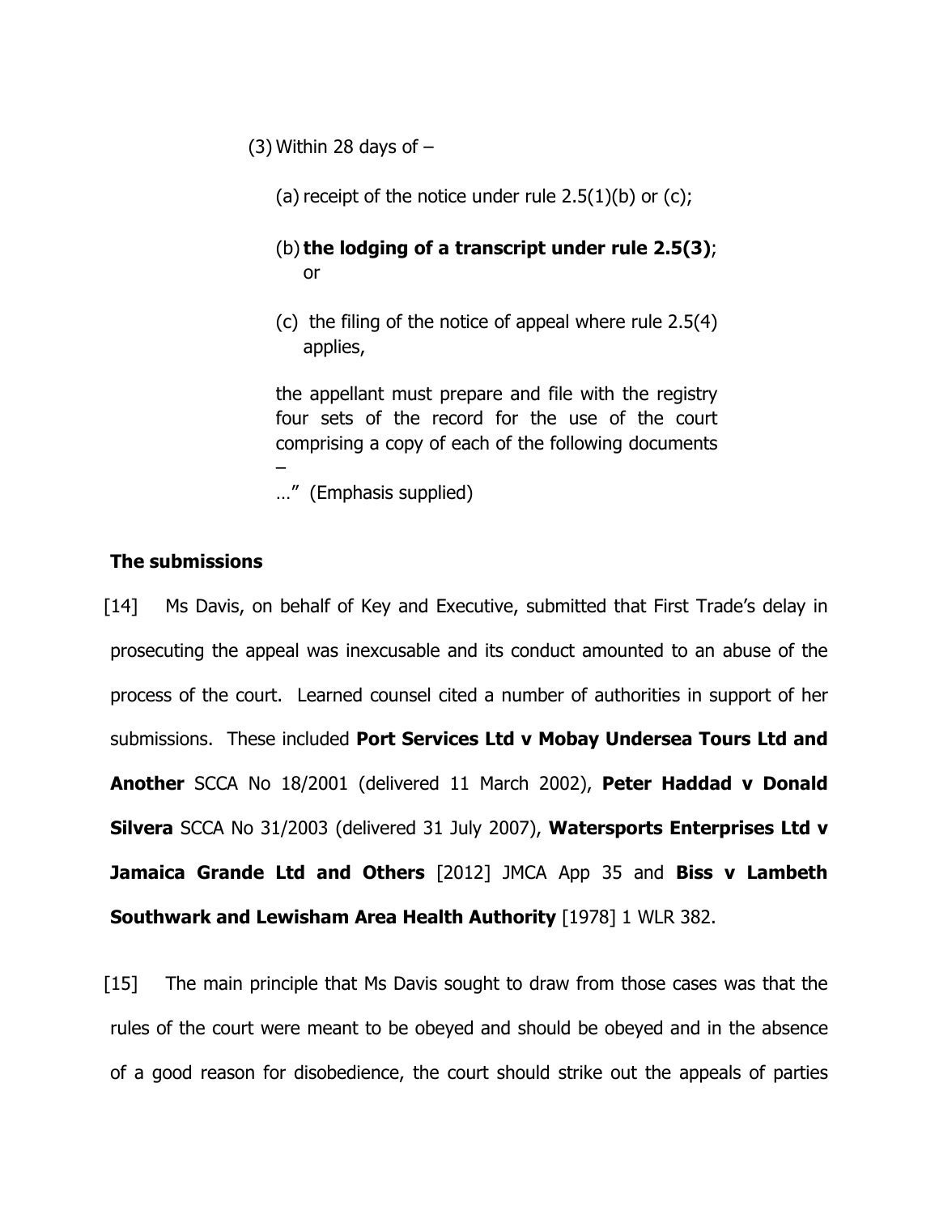(3) Within 28 days of –

(a) receipt of the notice under rule 2.5(1)(b) or (c);

(b) **the lodging of a transcript under rule 2.5(3)**; or

(c) the filing of the notice of appeal where rule 2.5(4) applies,

the appellant must prepare and file with the registry four sets of the record for the use of the court comprising a copy of each of the following documents –

…" (Emphasis supplied)

### The submissions

[14] Ms Davis, on behalf of Key and Executive, submitted that First Trade's delay in prosecuting the appeal was inexcusable and its conduct amounted to an abuse of the process of the court. Learned counsel cited a number of authorities in support of her submissions. These included **Port Services Ltd v Mobay Undersea Tours Ltd and Another** SCCA No 18/2001 (delivered 11 March 2002), **Peter Haddad v Donald Silvera** SCCA No 31/2003 (delivered 31 July 2007), **Watersports Enterprises Ltd v Jamaica Grande Ltd and Others** [2012] JMCA App 35 and **Biss v Lambeth Southwark and Lewisham Area Health Authority** [1978] 1 WLR 382.

[15] The main principle that Ms Davis sought to draw from those cases was that the rules of the court were meant to be obeyed and should be obeyed and in the absence of a good reason for disobedience, the court should strike out the appeals of parties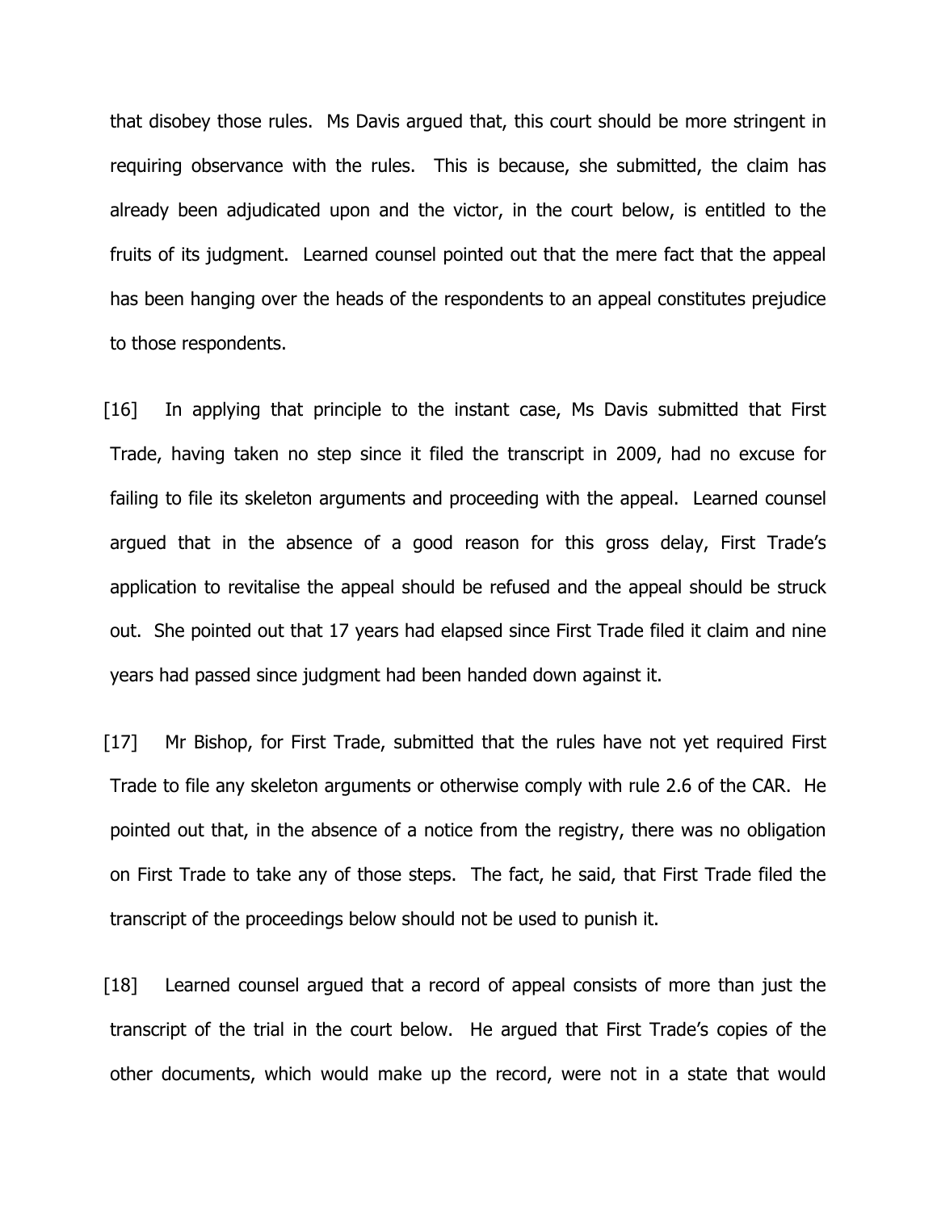that disobey those rules. Ms Davis argued that, this court should be more stringent in requiring observance with the rules. This is because, she submitted, the claim has already been adjudicated upon and the victor, in the court below, is entitled to the fruits of its judgment. Learned counsel pointed out that the mere fact that the appeal has been hanging over the heads of the respondents to an appeal constitutes prejudice to those respondents.

[16] In applying that principle to the instant case, Ms Davis submitted that First Trade, having taken no step since it filed the transcript in 2009, had no excuse for failing to file its skeleton arguments and proceeding with the appeal. Learned counsel argued that in the absence of a good reason for this gross delay, First Trade's application to revitalise the appeal should be refused and the appeal should be struck out. She pointed out that 17 years had elapsed since First Trade filed it claim and nine years had passed since judgment had been handed down against it.

[17] Mr Bishop, for First Trade, submitted that the rules have not yet required First Trade to file any skeleton arguments or otherwise comply with rule 2.6 of the CAR. He pointed out that, in the absence of a notice from the registry, there was no obligation on First Trade to take any of those steps. The fact, he said, that First Trade filed the transcript of the proceedings below should not be used to punish it.

[18] Learned counsel argued that a record of appeal consists of more than just the transcript of the trial in the court below. He argued that First Trade's copies of the other documents, which would make up the record, were not in a state that would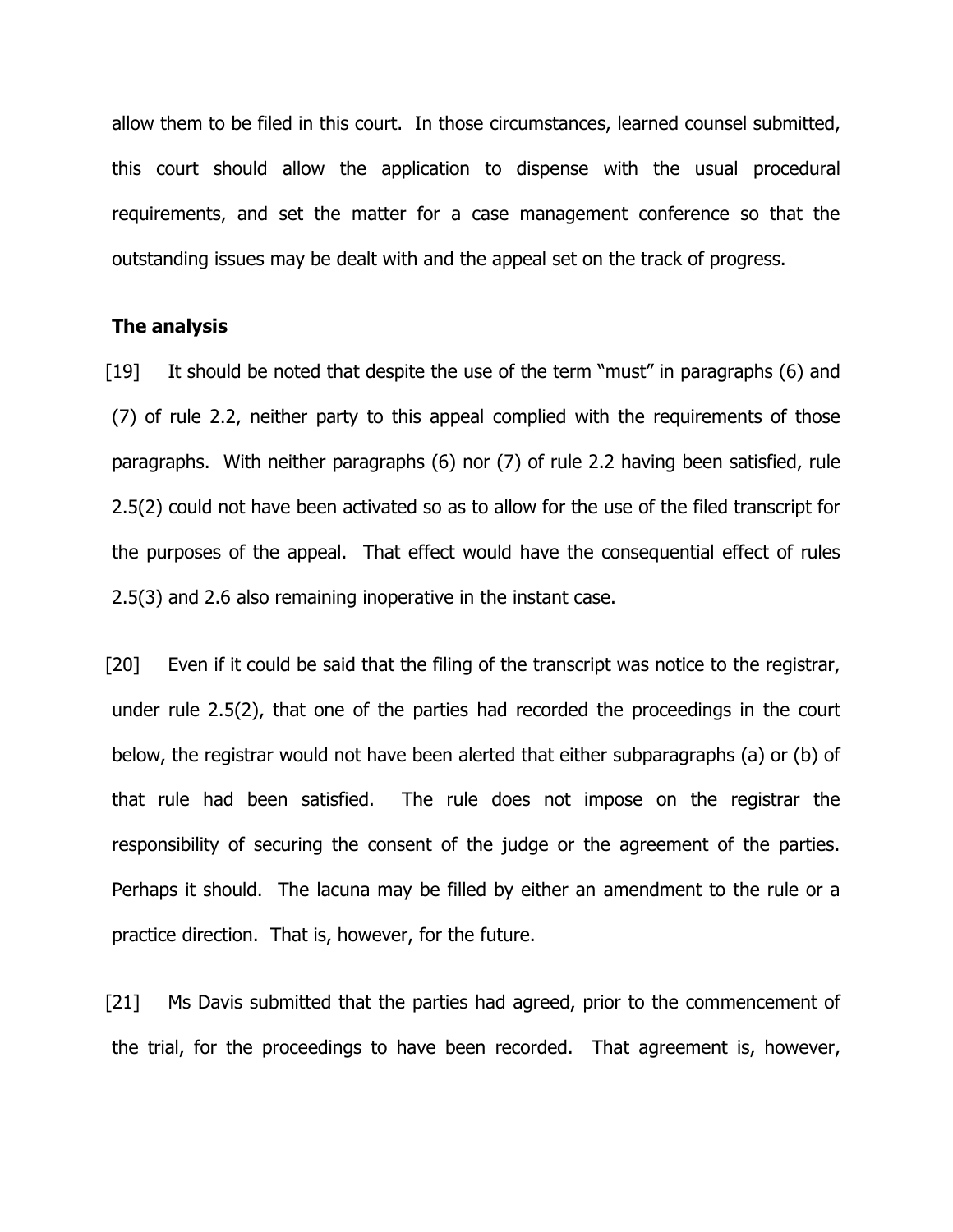allow them to be filed in this court. In those circumstances, learned counsel submitted, this court should allow the application to dispense with the usual procedural requirements, and set the matter for a case management conference so that the outstanding issues may be dealt with and the appeal set on the track of progress.

**The analysis**

[19] It should be noted that despite the use of the term "must" in paragraphs (6) and (7) of rule 2.2, neither party to this appeal complied with the requirements of those paragraphs. With neither paragraphs (6) nor (7) of rule 2.2 having been satisfied, rule 2.5(2) could not have been activated so as to allow for the use of the filed transcript for the purposes of the appeal. That effect would have the consequential effect of rules 2.5(3) and 2.6 also remaining inoperative in the instant case.

[20] Even if it could be said that the filing of the transcript was notice to the registrar, under rule 2.5(2), that one of the parties had recorded the proceedings in the court below, the registrar would not have been alerted that either subparagraphs (a) or (b) of that rule had been satisfied. The rule does not impose on the registrar the responsibility of securing the consent of the judge or the agreement of the parties. Perhaps it should. The lacuna may be filled by either an amendment to the rule or a practice direction. That is, however, for the future.

[21] Ms Davis submitted that the parties had agreed, prior to the commencement of the trial, for the proceedings to have been recorded. That agreement is, however,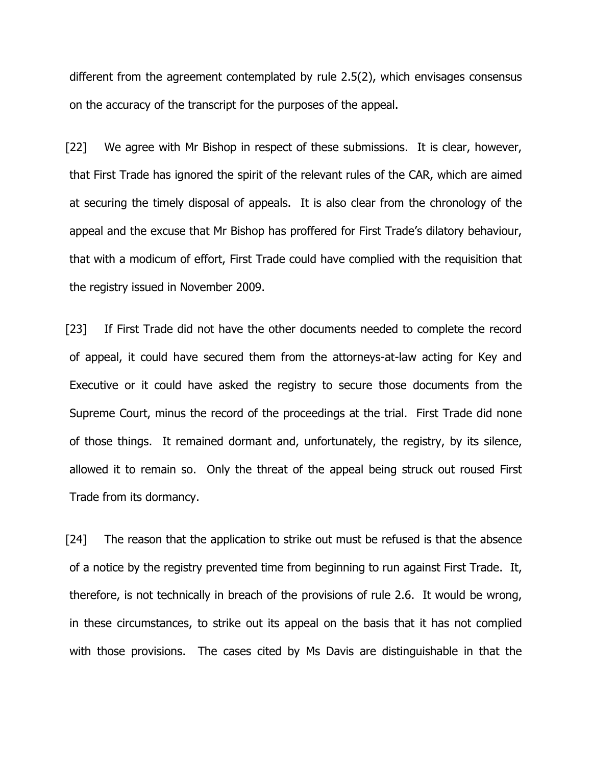different from the agreement contemplated by rule 2.5(2), which envisages consensus on the accuracy of the transcript for the purposes of the appeal.

[22] We agree with Mr Bishop in respect of these submissions. It is clear, however, that First Trade has ignored the spirit of the relevant rules of the CAR, which are aimed at securing the timely disposal of appeals. It is also clear from the chronology of the appeal and the excuse that Mr Bishop has proffered for First Trade's dilatory behaviour, that with a modicum of effort, First Trade could have complied with the requisition that the registry issued in November 2009.

[23] If First Trade did not have the other documents needed to complete the record of appeal, it could have secured them from the attorneys-at-law acting for Key and Executive or it could have asked the registry to secure those documents from the Supreme Court, minus the record of the proceedings at the trial. First Trade did none of those things. It remained dormant and, unfortunately, the registry, by its silence, allowed it to remain so. Only the threat of the appeal being struck out roused First Trade from its dormancy.

[24] The reason that the application to strike out must be refused is that the absence of a notice by the registry prevented time from beginning to run against First Trade. It, therefore, is not technically in breach of the provisions of rule 2.6. It would be wrong, in these circumstances, to strike out its appeal on the basis that it has not complied with those provisions. The cases cited by Ms Davis are distinguishable in that the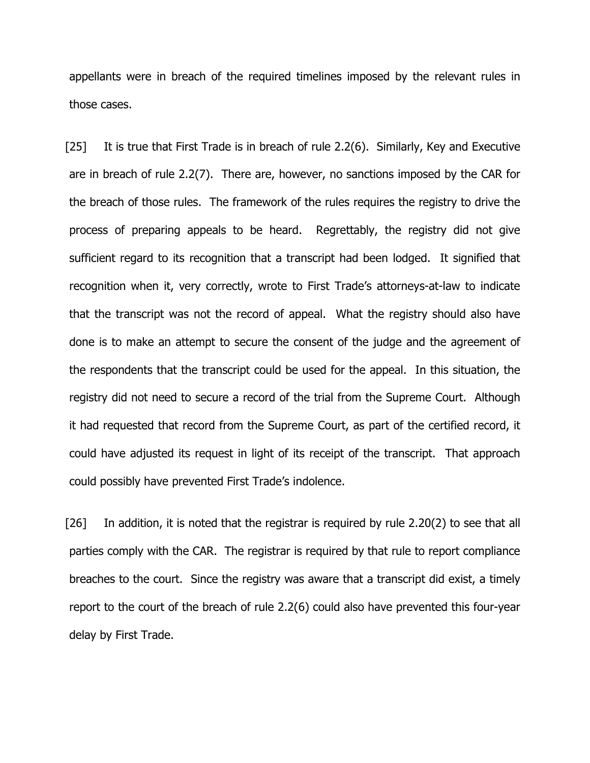appellants were in breach of the required timelines imposed by the relevant rules in those cases.

[25] It is true that First Trade is in breach of rule 2.2(6). Similarly, Key and Executive are in breach of rule 2.2(7). There are, however, no sanctions imposed by the CAR for the breach of those rules. The framework of the rules requires the registry to drive the process of preparing appeals to be heard. Regrettably, the registry did not give sufficient regard to its recognition that a transcript had been lodged. It signified that recognition when it, very correctly, wrote to First Trade's attorneys-at-law to indicate that the transcript was not the record of appeal. What the registry should also have done is to make an attempt to secure the consent of the judge and the agreement of the respondents that the transcript could be used for the appeal. In this situation, the registry did not need to secure a record of the trial from the Supreme Court. Although it had requested that record from the Supreme Court, as part of the certified record, it could have adjusted its request in light of its receipt of the transcript. That approach could possibly have prevented First Trade's indolence.

[26] In addition, it is noted that the registrar is required by rule 2.20(2) to see that all parties comply with the CAR. The registrar is required by that rule to report compliance breaches to the court. Since the registry was aware that a transcript did exist, a timely report to the court of the breach of rule 2.2(6) could also have prevented this four-year delay by First Trade.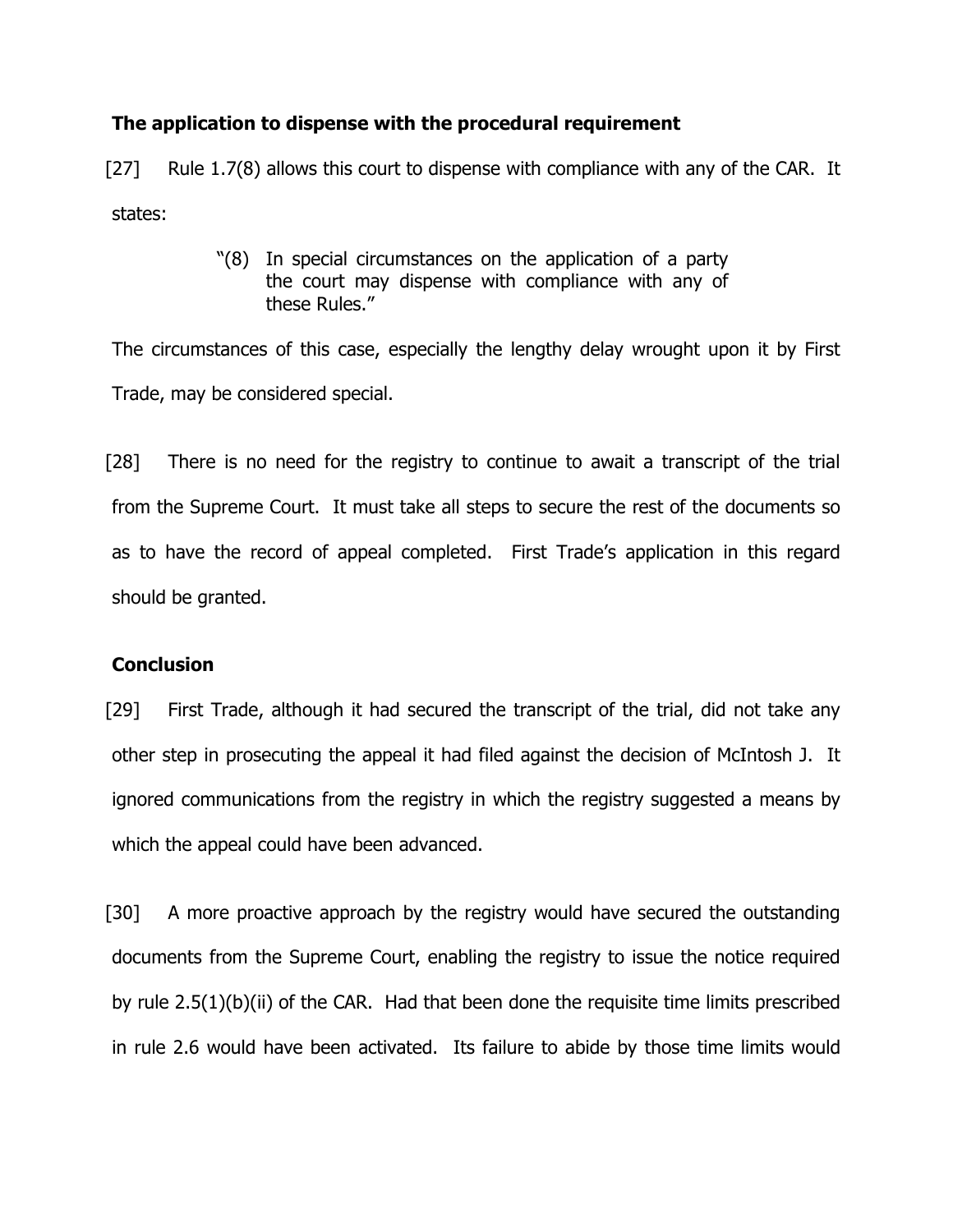**The application to dispense with the procedural requirement**

[27] Rule 1.7(8) allows this court to dispense with compliance with any of the CAR. It states:

> "(8) In special circumstances on the application of a party the court may dispense with compliance with any of these Rules."

The circumstances of this case, especially the lengthy delay wrought upon it by First Trade, may be considered special.

[28] There is no need for the registry to continue to await a transcript of the trial from the Supreme Court. It must take all steps to secure the rest of the documents so as to have the record of appeal completed. First Trade's application in this regard should be granted.

**Conclusion**

[29] First Trade, although it had secured the transcript of the trial, did not take any other step in prosecuting the appeal it had filed against the decision of McIntosh J. It ignored communications from the registry in which the registry suggested a means by which the appeal could have been advanced.

[30] A more proactive approach by the registry would have secured the outstanding documents from the Supreme Court, enabling the registry to issue the notice required by rule 2.5(1)(b)(ii) of the CAR. Had that been done the requisite time limits prescribed in rule 2.6 would have been activated. Its failure to abide by those time limits would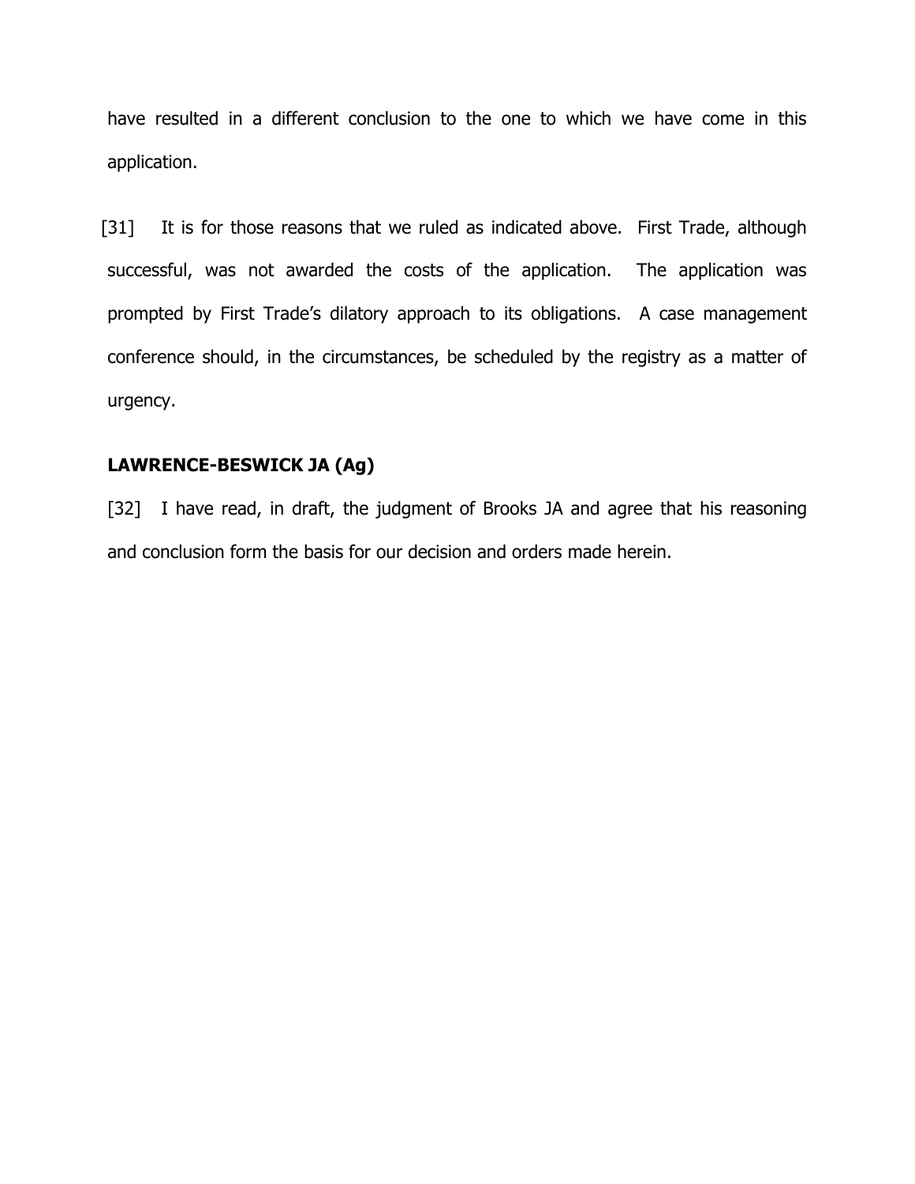have resulted in a different conclusion to the one to which we have come in this application.

[31] It is for those reasons that we ruled as indicated above. First Trade, although successful, was not awarded the costs of the application. The application was prompted by First Trade's dilatory approach to its obligations. A case management conference should, in the circumstances, be scheduled by the registry as a matter of urgency.

**LAWRENCE-BESWICK JA (Ag)**

[32] I have read, in draft, the judgment of Brooks JA and agree that his reasoning and conclusion form the basis for our decision and orders made herein.